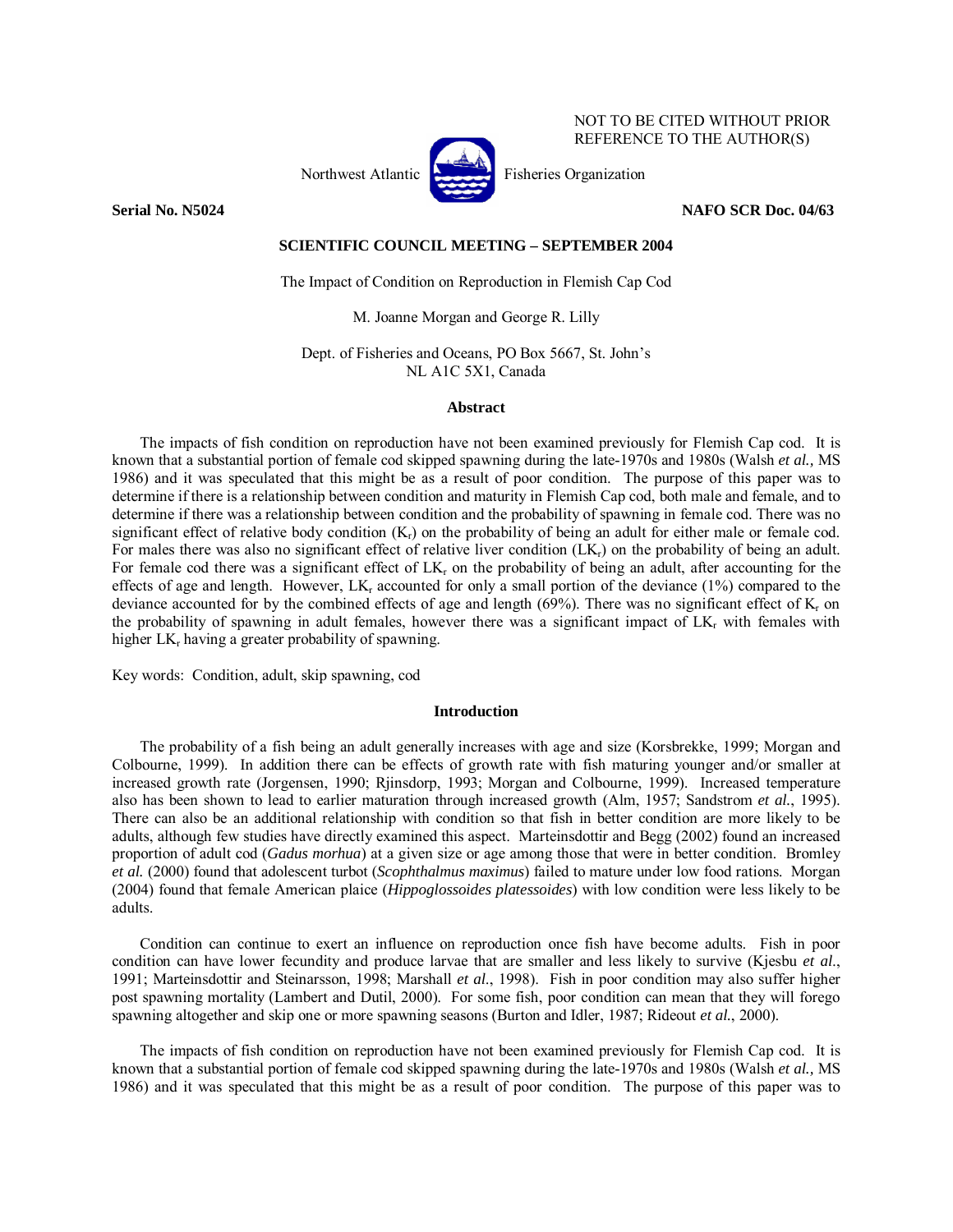NOT TO BE CITED WITHOUT PRIOR REFERENCE TO THE AUTHOR(S)

Northwest Atlantic Fisheries Organization

**Serial No. N5024** **NAFO SCR Doc. 04/63**

**SCIENTIFIC COUNCIL MEETING – SEPTEMBER 2004**

# The Impact of Condition on Reproduction in Flemish Cap Cod

M. Joanne Morgan and George R. Lilly

Dept. of Fisheries and Oceans, PO Box 5667, St. John's
NL A1C 5X1, Canada

## Abstract

The impacts of fish condition on reproduction have not been examined previously for Flemish Cap cod. It is known that a substantial portion of female cod skipped spawning during the late-1970s and 1980s (Walsh *et al.,* MS 1986) and it was speculated that this might be as a result of poor condition. The purpose of this paper was to determine if there is a relationship between condition and maturity in Flemish Cap cod, both male and female, and to determine if there was a relationship between condition and the probability of spawning in female cod. There was no significant effect of relative body condition ($K_r$) on the probability of being an adult for either male or female cod. For males there was also no significant effect of relative liver condition ($LK_r$) on the probability of being an adult. For female cod there was a significant effect of $LK_r$ on the probability of being an adult, after accounting for the effects of age and length. However, $LK_r$ accounted for only a small portion of the deviance (1%) compared to the deviance accounted for by the combined effects of age and length (69%). There was no significant effect of $K_r$ on the probability of spawning in adult females, however there was a significant impact of $LK_r$ with females with higher $LK_r$ having a greater probability of spawning.

Key words: Condition, adult, skip spawning, cod

## Introduction

The probability of a fish being an adult generally increases with age and size (Korsbrekke, 1999; Morgan and Colbourne, 1999). In addition there can be effects of growth rate with fish maturing younger and/or smaller at increased growth rate (Jorgensen, 1990; Rjinsdorp, 1993; Morgan and Colbourne, 1999). Increased temperature also has been shown to lead to earlier maturation through increased growth (Alm, 1957; Sandstrom *et al.*, 1995). There can also be an additional relationship with condition so that fish in better condition are more likely to be adults, although few studies have directly examined this aspect. Marteinsdottir and Begg (2002) found an increased proportion of adult cod (*Gadus morhua*) at a given size or age among those that were in better condition. Bromley *et al.* (2000) found that adolescent turbot (*Scophthalmus maximus*) failed to mature under low food rations. Morgan (2004) found that female American plaice (*Hippoglossoides platessoides*) with low condition were less likely to be adults.

Condition can continue to exert an influence on reproduction once fish have become adults. Fish in poor condition can have lower fecundity and produce larvae that are smaller and less likely to survive (Kjesbu *et al.*, 1991; Marteinsdottir and Steinarsson, 1998; Marshall *et al.*, 1998). Fish in poor condition may also suffer higher post spawning mortality (Lambert and Dutil, 2000). For some fish, poor condition can mean that they will forego spawning altogether and skip one or more spawning seasons (Burton and Idler, 1987; Rideout *et al.*, 2000).

The impacts of fish condition on reproduction have not been examined previously for Flemish Cap cod. It is known that a substantial portion of female cod skipped spawning during the late-1970s and 1980s (Walsh *et al.,* MS 1986) and it was speculated that this might be as a result of poor condition. The purpose of this paper was to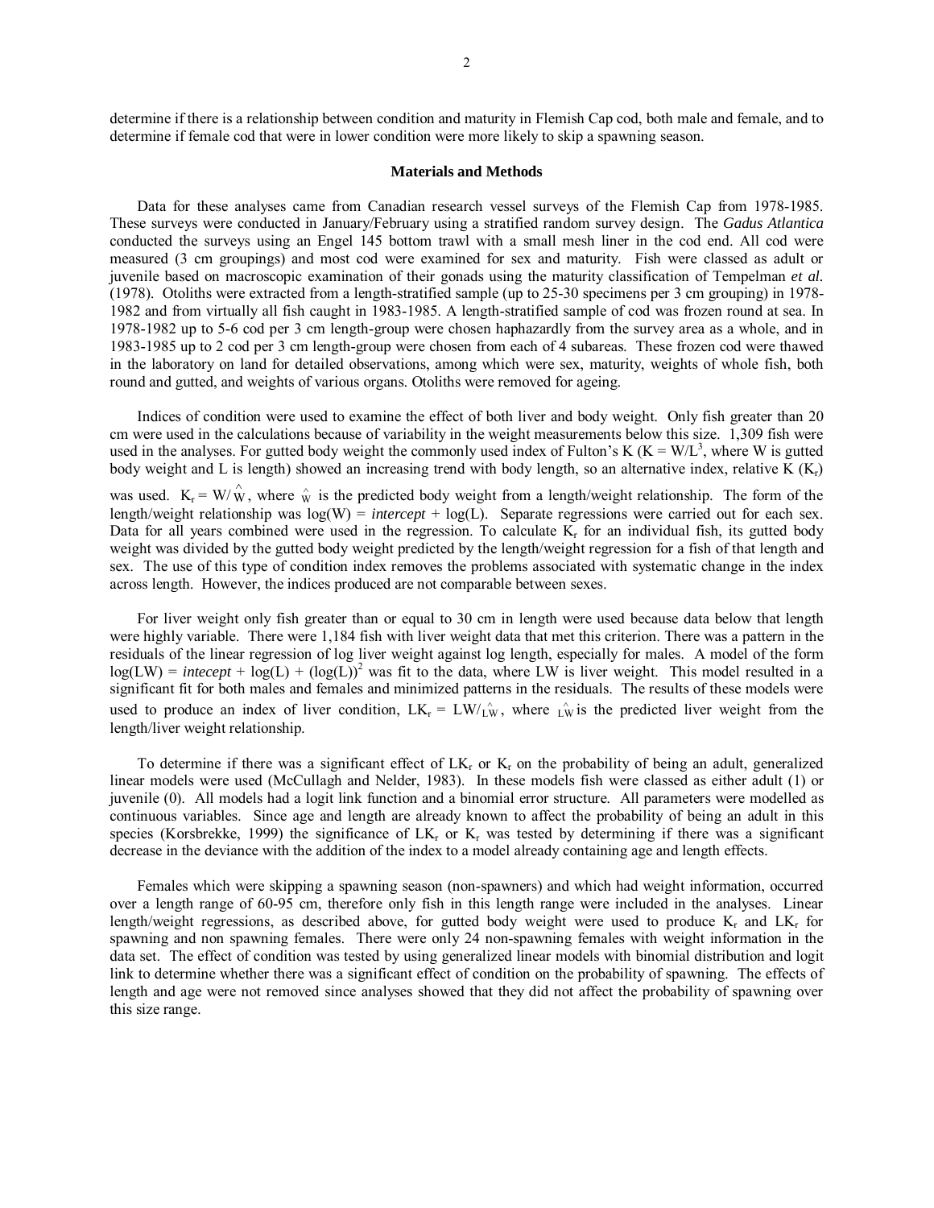determine if there is a relationship between condition and maturity in Flemish Cap cod, both male and female, and to determine if female cod that were in lower condition were more likely to skip a spawning season.

## Materials and Methods

Data for these analyses came from Canadian research vessel surveys of the Flemish Cap from 1978-1985. These surveys were conducted in January/February using a stratified random survey design. The *Gadus Atlantica* conducted the surveys using an Engel 145 bottom trawl with a small mesh liner in the cod end. All cod were measured (3 cm groupings) and most cod were examined for sex and maturity. Fish were classed as adult or juvenile based on macroscopic examination of their gonads using the maturity classification of Tempelman *et al.* (1978). Otoliths were extracted from a length-stratified sample (up to 25-30 specimens per 3 cm grouping) in 1978-1982 and from virtually all fish caught in 1983-1985. A length-stratified sample of cod was frozen round at sea. In 1978-1982 up to 5-6 cod per 3 cm length-group were chosen haphazardly from the survey area as a whole, and in 1983-1985 up to 2 cod per 3 cm length-group were chosen from each of 4 subareas. These frozen cod were thawed in the laboratory on land for detailed observations, among which were sex, maturity, weights of whole fish, both round and gutted, and weights of various organs. Otoliths were removed for ageing.

Indices of condition were used to examine the effect of both liver and body weight. Only fish greater than 20 cm were used in the calculations because of variability in the weight measurements below this size. 1,309 fish were used in the analyses. For gutted body weight the commonly used index of Fulton's K ($K = W/L^3$, where W is gutted body weight and L is length) showed an increasing trend with body length, so an alternative index, relative K ($K_r$) was used. $K_r = W/\hat{W}$, where $\hat{W}$ is the predicted body weight from a length/weight relationship. The form of the length/weight relationship was $\log(W) = intercept + \log(L)$. Separate regressions were carried out for each sex. Data for all years combined were used in the regression. To calculate $K_r$ for an individual fish, its gutted body weight was divided by the gutted body weight predicted by the length/weight regression for a fish of that length and sex. The use of this type of condition index removes the problems associated with systematic change in the index across length. However, the indices produced are not comparable between sexes.

For liver weight only fish greater than or equal to 30 cm in length were used because data below that length were highly variable. There were 1,184 fish with liver weight data that met this criterion. There was a pattern in the residuals of the linear regression of log liver weight against log length, especially for males. A model of the form $\log(LW) = intecept + \log(L) + (\log(L))^2$ was fit to the data, where LW is liver weight. This model resulted in a significant fit for both males and females and minimized patterns in the residuals. The results of these models were used to produce an index of liver condition, $LK_r = LW/\hat{LW}$, where $\hat{LW}$ is the predicted liver weight from the length/liver weight relationship.

To determine if there was a significant effect of $LK_r$ or $K_r$ on the probability of being an adult, generalized linear models were used (McCullagh and Nelder, 1983). In these models fish were classed as either adult (1) or juvenile (0). All models had a logit link function and a binomial error structure. All parameters were modelled as continuous variables. Since age and length are already known to affect the probability of being an adult in this species (Korsbrekke, 1999) the significance of $LK_r$ or $K_r$ was tested by determining if there was a significant decrease in the deviance with the addition of the index to a model already containing age and length effects.

Females which were skipping a spawning season (non-spawners) and which had weight information, occurred over a length range of 60-95 cm, therefore only fish in this length range were included in the analyses. Linear length/weight regressions, as described above, for gutted body weight were used to produce $K_r$ and $LK_r$ for spawning and non spawning females. There were only 24 non-spawning females with weight information in the data set. The effect of condition was tested by using generalized linear models with binomial distribution and logit link to determine whether there was a significant effect of condition on the probability of spawning. The effects of length and age were not removed since analyses showed that they did not affect the probability of spawning over this size range.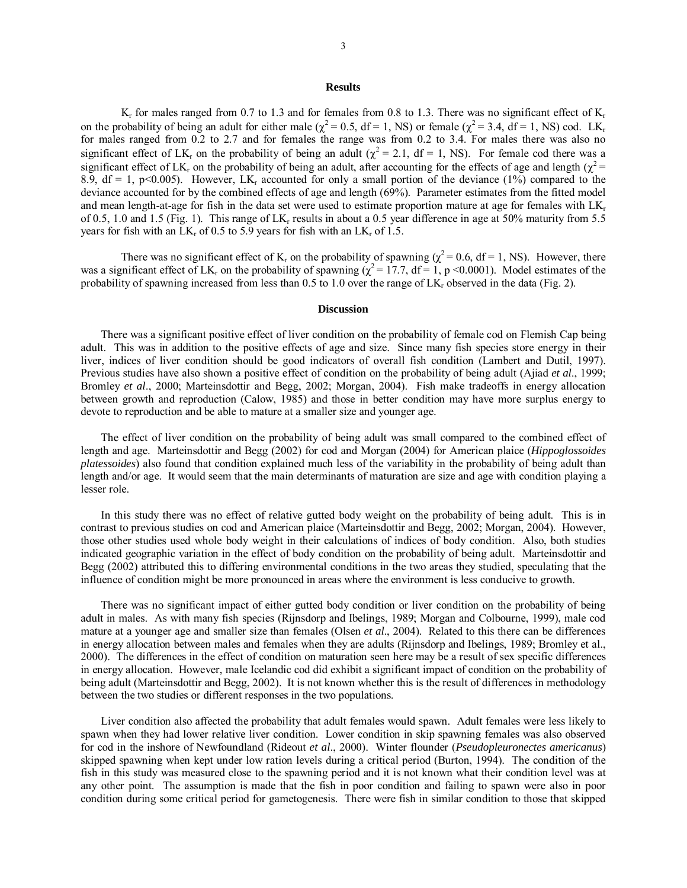## Results

$K_r$ for males ranged from 0.7 to 1.3 and for females from 0.8 to 1.3. There was no significant effect of $K_r$ on the probability of being an adult for either male ($\chi^2 = 0.5$, df = 1, NS) or female ($\chi^2 = 3.4$, df = 1, NS) cod. $LK_r$ for males ranged from 0.2 to 2.7 and for females the range was from 0.2 to 3.4. For males there was also no significant effect of $LK_r$ on the probability of being an adult ($\chi^2 = 2.1$, df = 1, NS). For female cod there was a significant effect of $LK_r$ on the probability of being an adult, after accounting for the effects of age and length ($\chi^2 = 8.9$, df = 1, $p<0.005$). However, $LK_r$ accounted for only a small portion of the deviance (1%) compared to the deviance accounted for by the combined effects of age and length (69%). Parameter estimates from the fitted model and mean length-at-age for fish in the data set were used to estimate proportion mature at age for females with $LK_r$ of 0.5, 1.0 and 1.5 (Fig. 1). This range of $LK_r$ results in about a 0.5 year difference in age at 50% maturity from 5.5 years for fish with an $LK_r$ of 0.5 to 5.9 years for fish with an $LK_r$ of 1.5.

There was no significant effect of $K_r$ on the probability of spawning ($\chi^2 = 0.6$, df = 1, NS). However, there was a significant effect of $LK_r$ on the probability of spawning ($\chi^2 = 17.7$, df = 1, $p < 0.0001$). Model estimates of the probability of spawning increased from less than 0.5 to 1.0 over the range of $LK_r$ observed in the data (Fig. 2).

## Discussion

There was a significant positive effect of liver condition on the probability of female cod on Flemish Cap being adult. This was in addition to the positive effects of age and size. Since many fish species store energy in their liver, indices of liver condition should be good indicators of overall fish condition (Lambert and Dutil, 1997). Previous studies have also shown a positive effect of condition on the probability of being adult (Ajiad *et al*., 1999; Bromley *et al*., 2000; Marteinsdottir and Begg, 2002; Morgan, 2004). Fish make tradeoffs in energy allocation between growth and reproduction (Calow, 1985) and those in better condition may have more surplus energy to devote to reproduction and be able to mature at a smaller size and younger age.

The effect of liver condition on the probability of being adult was small compared to the combined effect of length and age. Marteinsdottir and Begg (2002) for cod and Morgan (2004) for American plaice (*Hippoglossoides platessoides*) also found that condition explained much less of the variability in the probability of being adult than length and/or age. It would seem that the main determinants of maturation are size and age with condition playing a lesser role.

In this study there was no effect of relative gutted body weight on the probability of being adult. This is in contrast to previous studies on cod and American plaice (Marteinsdottir and Begg, 2002; Morgan, 2004). However, those other studies used whole body weight in their calculations of indices of body condition. Also, both studies indicated geographic variation in the effect of body condition on the probability of being adult. Marteinsdottir and Begg (2002) attributed this to differing environmental conditions in the two areas they studied, speculating that the influence of condition might be more pronounced in areas where the environment is less conducive to growth.

There was no significant impact of either gutted body condition or liver condition on the probability of being adult in males. As with many fish species (Rijnsdorp and Ibelings, 1989; Morgan and Colbourne, 1999), male cod mature at a younger age and smaller size than females (Olsen *et al*., 2004). Related to this there can be differences in energy allocation between males and females when they are adults (Rijnsdorp and Ibelings, 1989; Bromley et al., 2000). The differences in the effect of condition on maturation seen here may be a result of sex specific differences in energy allocation. However, male Icelandic cod did exhibit a significant impact of condition on the probability of being adult (Marteinsdottir and Begg, 2002). It is not known whether this is the result of differences in methodology between the two studies or different responses in the two populations.

Liver condition also affected the probability that adult females would spawn. Adult females were less likely to spawn when they had lower relative liver condition. Lower condition in skip spawning females was also observed for cod in the inshore of Newfoundland (Rideout *et al*., 2000). Winter flounder (*Pseudopleuronectes americanus*) skipped spawning when kept under low ration levels during a critical period (Burton, 1994). The condition of the fish in this study was measured close to the spawning period and it is not known what their condition level was at any other point. The assumption is made that the fish in poor condition and failing to spawn were also in poor condition during some critical period for gametogenesis. There were fish in similar condition to those that skipped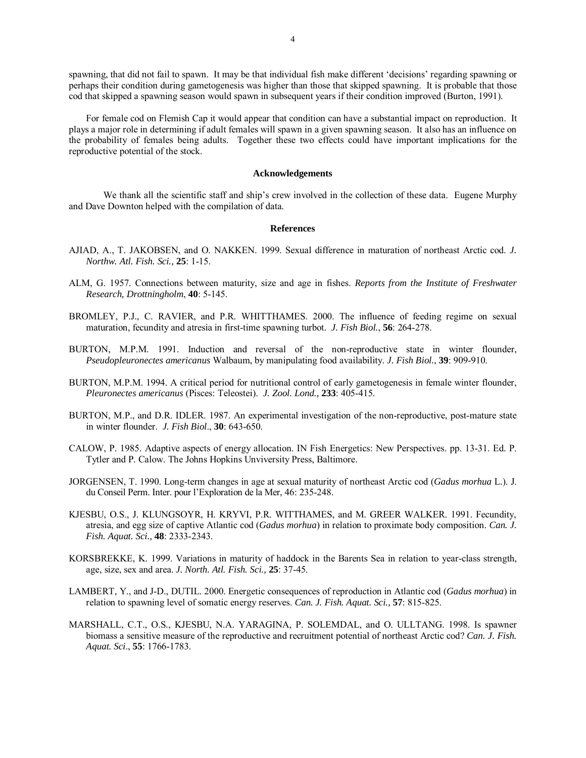spawning, that did not fail to spawn. It may be that individual fish make different 'decisions' regarding spawning or perhaps their condition during gametogenesis was higher than those that skipped spawning. It is probable that those cod that skipped a spawning season would spawn in subsequent years if their condition improved (Burton, 1991).

For female cod on Flemish Cap it would appear that condition can have a substantial impact on reproduction. It plays a major role in determining if adult females will spawn in a given spawning season. It also has an influence on the probability of females being adults. Together these two effects could have important implications for the reproductive potential of the stock.

## Acknowledgements

We thank all the scientific staff and ship's crew involved in the collection of these data. Eugene Murphy and Dave Downton helped with the compilation of data.

## References

AJIAD, A., T. JAKOBSEN, and O. NAKKEN. 1999. Sexual difference in maturation of northeast Arctic cod. *J. Northw. Atl. Fish. Sci.,* **25**: 1-15.

ALM, G. 1957. Connections between maturity, size and age in fishes. *Reports from the Institute of Freshwater Research, Drottningholm*, **40**: 5-145.

BROMLEY, P.J., C. RAVIER, and P.R. WHITTHAMES. 2000. The influence of feeding regime on sexual maturation, fecundity and atresia in first-time spawning turbot. *J. Fish Biol.*, **56**: 264-278.

BURTON, M.P.M. 1991. Induction and reversal of the non-reproductive state in winter flounder, *Pseudopleuronectes americanus* Walbaum, by manipulating food availability. *J. Fish Biol*., **39**: 909-910.

BURTON, M.P.M. 1994. A critical period for nutritional control of early gametogenesis in female winter flounder, *Pleuronectes americanus* (Pisces: Teleostei). *J. Zool. Lond.,* **233**: 405-415.

BURTON, M.P., and D.R. IDLER. 1987. An experimental investigation of the non-reproductive, post-mature state in winter flounder. *J. Fish Biol*., **30**: 643-650.

CALOW, P. 1985. Adaptive aspects of energy allocation. IN Fish Energetics: New Perspectives. pp. 13-31. Ed. P. Tytler and P. Calow. The Johns Hopkins Unviversity Press, Baltimore.

JORGENSEN, T. 1990. Long-term changes in age at sexual maturity of northeast Arctic cod (*Gadus morhua* L.). J. du Conseil Perm. Inter. pour l'Exploration de la Mer, 46: 235-248.

KJESBU, O.S., J. KLUNGSOYR, H. KRYVI, P.R. WITTHAMES, and M. GREER WALKER. 1991. Fecundity, atresia, and egg size of captive Atlantic cod (*Gadus morhua*) in relation to proximate body composition. *Can. J. Fish. Aquat. Sci.,* **48**: 2333-2343.

KORSBREKKE, K. 1999. Variations in maturity of haddock in the Barents Sea in relation to year-class strength, age, size, sex and area. *J. North. Atl. Fish. Sci.,* **25**: 37-45.

LAMBERT, Y., and J-D., DUTIL. 2000. Energetic consequences of reproduction in Atlantic cod (*Gadus morhua*) in relation to spawning level of somatic energy reserves. *Can. J. Fish. Aquat. Sci.,* **57**: 815-825.

MARSHALL, C.T., O.S., KJESBU, N.A. YARAGINA, P. SOLEMDAL, and O. ULLTANG. 1998. Is spawner biomass a sensitive measure of the reproductive and recruitment potential of northeast Arctic cod? *Can. J. Fish. Aquat. Sci*., **55**: 1766-1783.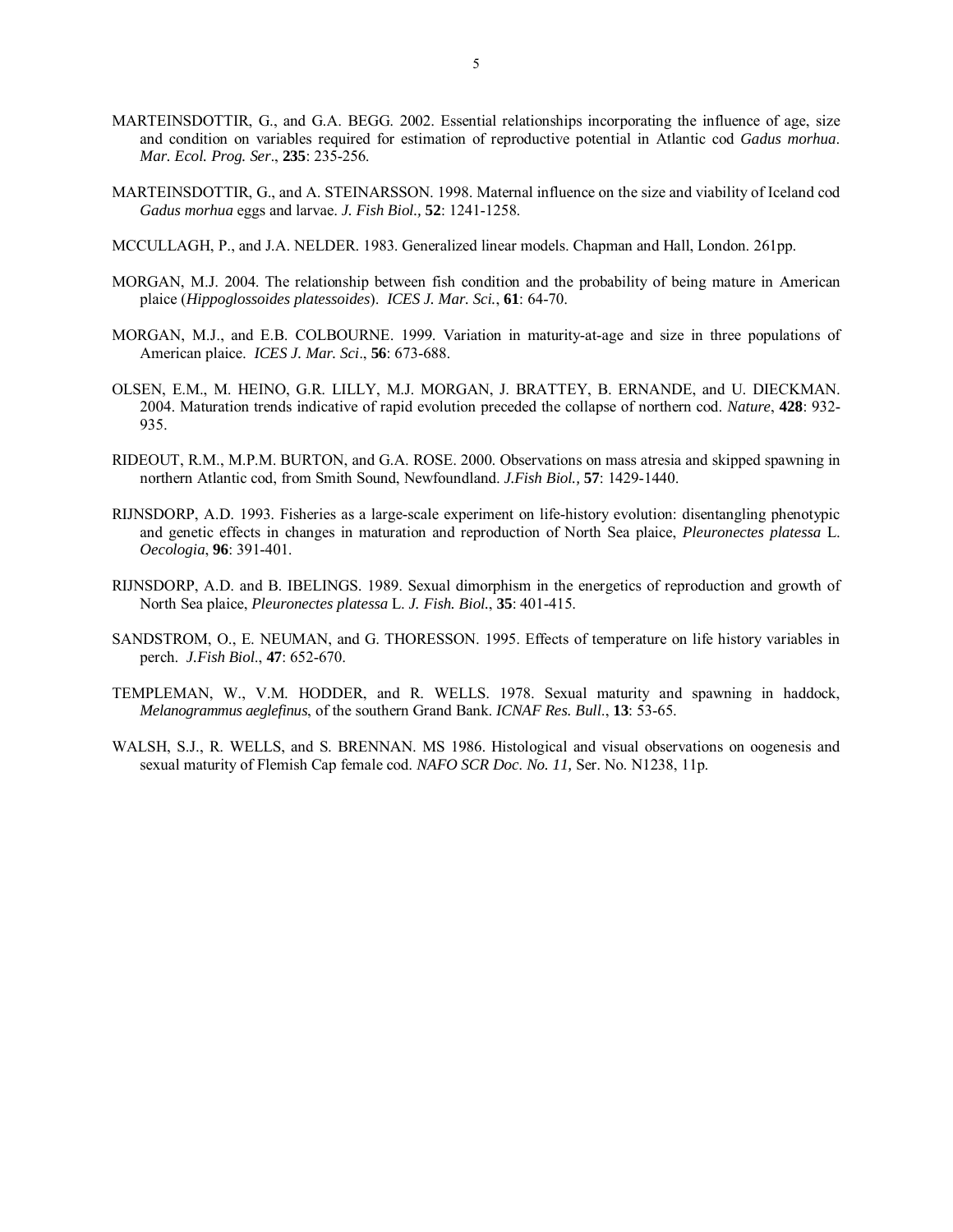MARTEINSDOTTIR, G., and G.A. BEGG. 2002. Essential relationships incorporating the influence of age, size and condition on variables required for estimation of reproductive potential in Atlantic cod *Gadus morhua*. *Mar. Ecol. Prog. Ser*., **235**: 235-256.

MARTEINSDOTTIR, G., and A. STEINARSSON. 1998. Maternal influence on the size and viability of Iceland cod *Gadus morhua* eggs and larvae. *J. Fish Biol.,* **52**: 1241-1258.

MCCULLAGH, P., and J.A. NELDER. 1983. Generalized linear models. Chapman and Hall, London. 261pp.

MORGAN, M.J. 2004. The relationship between fish condition and the probability of being mature in American plaice (*Hippoglossoides platessoides*). *ICES J. Mar. Sci.*, **61**: 64-70.

MORGAN, M.J., and E.B. COLBOURNE. 1999. Variation in maturity-at-age and size in three populations of American plaice. *ICES J. Mar. Sci*., **56**: 673-688.

OLSEN, E.M., M. HEINO, G.R. LILLY, M.J. MORGAN, J. BRATTEY, B. ERNANDE, and U. DIECKMAN. 2004. Maturation trends indicative of rapid evolution preceded the collapse of northern cod. *Nature*, **428**: 932-935.

RIDEOUT, R.M., M.P.M. BURTON, and G.A. ROSE. 2000. Observations on mass atresia and skipped spawning in northern Atlantic cod, from Smith Sound, Newfoundland. *J.Fish Biol.,* **57**: 1429-1440.

RIJNSDORP, A.D. 1993. Fisheries as a large-scale experiment on life-history evolution: disentangling phenotypic and genetic effects in changes in maturation and reproduction of North Sea plaice, *Pleuronectes platessa* L. *Oecologia*, **96**: 391-401.

RIJNSDORP, A.D. and B. IBELINGS. 1989. Sexual dimorphism in the energetics of reproduction and growth of North Sea plaice, *Pleuronectes platessa* L. *J. Fish. Biol.*, **35**: 401-415.

SANDSTROM, O., E. NEUMAN, and G. THORESSON. 1995. Effects of temperature on life history variables in perch. *J.Fish Biol*., **47**: 652-670.

TEMPLEMAN, W., V.M. HODDER, and R. WELLS. 1978. Sexual maturity and spawning in haddock, *Melanogrammus aeglefinus*, of the southern Grand Bank. *ICNAF Res. Bull*., **13**: 53-65.

WALSH, S.J., R. WELLS, and S. BRENNAN. MS 1986. Histological and visual observations on oogenesis and sexual maturity of Flemish Cap female cod. *NAFO SCR Doc. No. 11,* Ser. No. N1238, 11p.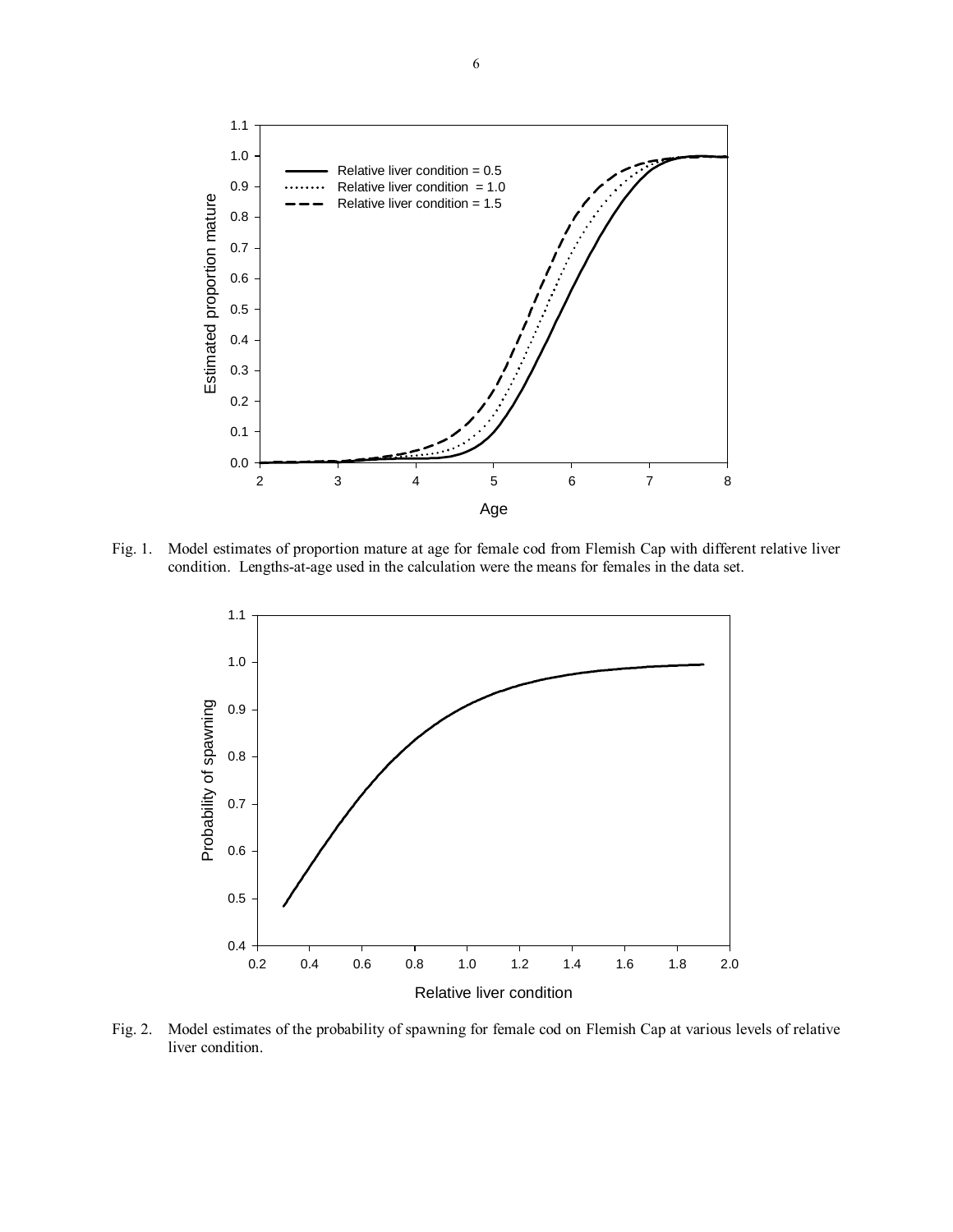1.1
1.0
0.9
0.8
0.7
0.6
0.5
0.4
0.3
0.2
0.1
0.0

Estimated proportion mature

Relative liver condition = 0.5
Relative liver condition = 1.0
Relative liver condition = 1.5

2 3 4 5 6 7 8

Age

Fig. 1. Model estimates of proportion mature at age for female cod from Flemish Cap with different relative liver condition. Lengths-at-age used in the calculation were the means for females in the data set.

1.1
1.0
0.9
0.8
0.7
0.6
0.5
0.4

Probability of spawning

0.2 0.4 0.6 0.8 1.0 1.2 1.4 1.6 1.8 2.0

Relative liver condition

Fig. 2. Model estimates of the probability of spawning for female cod on Flemish Cap at various levels of relative liver condition.